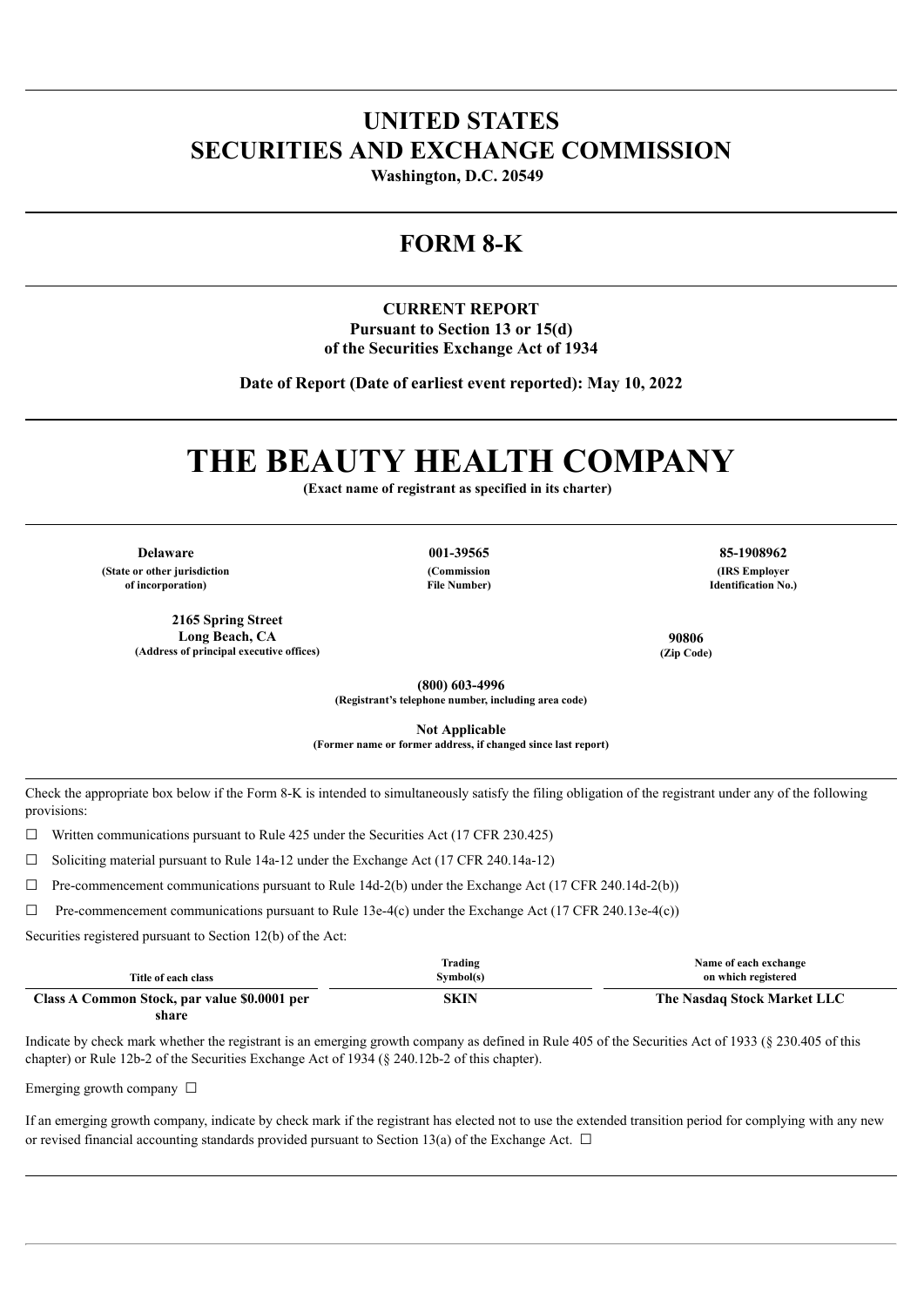# UNITED STATES
# SECURITIES AND EXCHANGE COMMISSION

**Washington, D.C. 20549**

## FORM 8-K

**CURRENT REPORT**
**Pursuant to Section 13 or 15(d)**
**of the Securities Exchange Act of 1934**

**Date of Report (Date of earliest event reported): May 10, 2022**

# THE BEAUTY HEALTH COMPANY

**(Exact name of registrant as specified in its charter)**

| Delaware | 001-39565 | 85-1908962 |
|---|---|---|
| (State or other jurisdiction of incorporation) | (Commission File Number) | (IRS Employer Identification No.) |

| 2165 Spring Street Long Beach, CA | 90806 |
|---|---|
| (Address of principal executive offices) | (Zip Code) |

**(800) 603-4996**
**(Registrant's telephone number, including area code)**

**Not Applicable**
**(Former name or former address, if changed since last report)**

Check the appropriate box below if the Form 8-K is intended to simultaneously satisfy the filing obligation of the registrant under any of the following provisions:

☐ Written communications pursuant to Rule 425 under the Securities Act (17 CFR 230.425)

☐ Soliciting material pursuant to Rule 14a-12 under the Exchange Act (17 CFR 240.14a-12)

☐ Pre-commencement communications pursuant to Rule 14d-2(b) under the Exchange Act (17 CFR 240.14d-2(b))

☐ Pre-commencement communications pursuant to Rule 13e-4(c) under the Exchange Act (17 CFR 240.13e-4(c))

Securities registered pursuant to Section 12(b) of the Act:

| Title of each class | Trading Symbol(s) | Name of each exchange on which registered |
|---|---|---|
| **Class A Common Stock, par value $0.0001 per share** | **SKIN** | **The Nasdaq Stock Market LLC** |

Indicate by check mark whether the registrant is an emerging growth company as defined in Rule 405 of the Securities Act of 1933 (§ 230.405 of this chapter) or Rule 12b-2 of the Securities Exchange Act of 1934 (§ 240.12b-2 of this chapter).

Emerging growth company ☐

If an emerging growth company, indicate by check mark if the registrant has elected not to use the extended transition period for complying with any new or revised financial accounting standards provided pursuant to Section 13(a) of the Exchange Act. ☐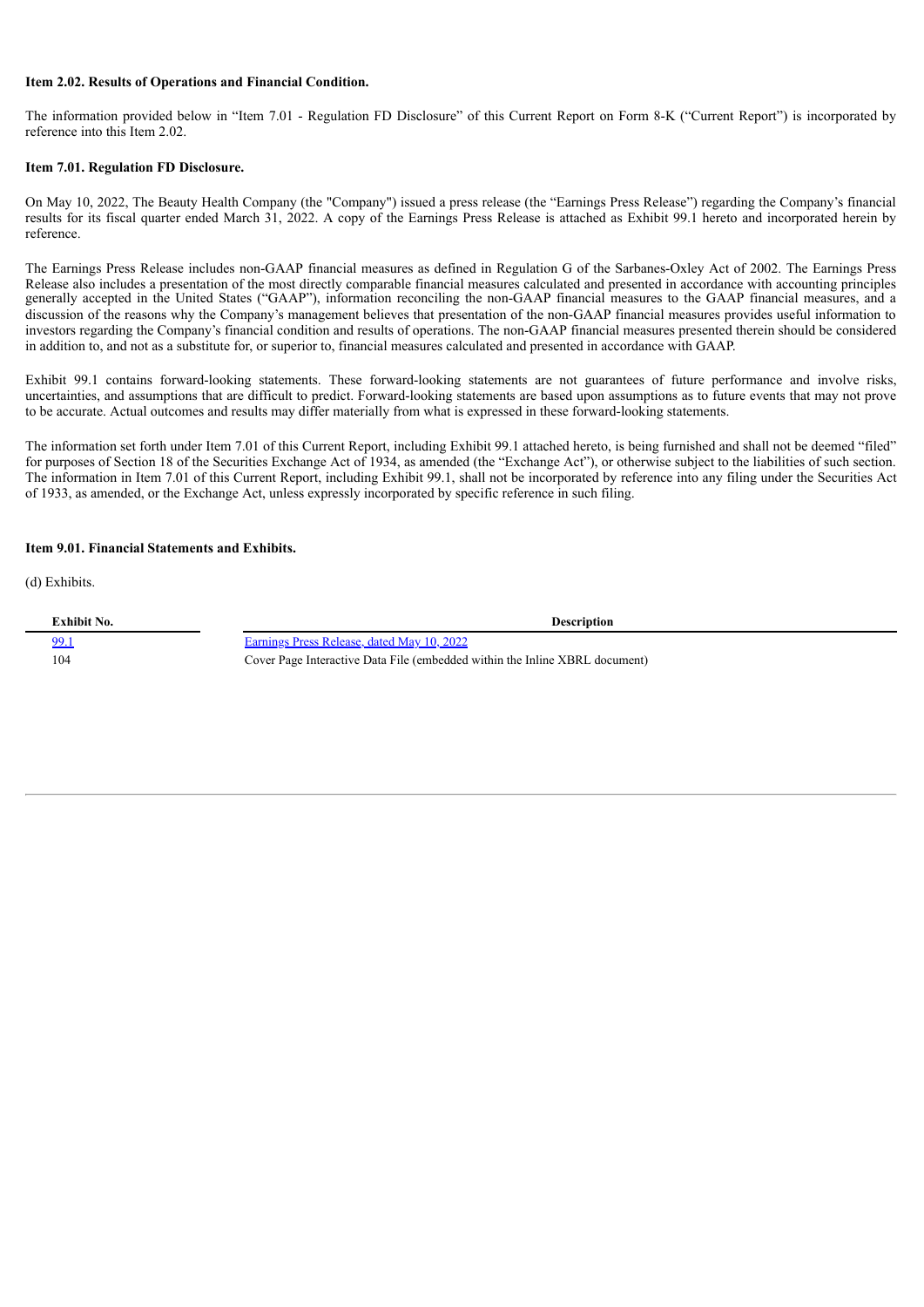**Item 2.02. Results of Operations and Financial Condition.**

The information provided below in "Item 7.01 - Regulation FD Disclosure" of this Current Report on Form 8-K ("Current Report") is incorporated by reference into this Item 2.02.

**Item 7.01. Regulation FD Disclosure.**

On May 10, 2022, The Beauty Health Company (the "Company") issued a press release (the "Earnings Press Release") regarding the Company's financial results for its fiscal quarter ended March 31, 2022. A copy of the Earnings Press Release is attached as Exhibit 99.1 hereto and incorporated herein by reference.

The Earnings Press Release includes non-GAAP financial measures as defined in Regulation G of the Sarbanes-Oxley Act of 2002. The Earnings Press Release also includes a presentation of the most directly comparable financial measures calculated and presented in accordance with accounting principles generally accepted in the United States ("GAAP"), information reconciling the non-GAAP financial measures to the GAAP financial measures, and a discussion of the reasons why the Company's management believes that presentation of the non-GAAP financial measures provides useful information to investors regarding the Company's financial condition and results of operations. The non-GAAP financial measures presented therein should be considered in addition to, and not as a substitute for, or superior to, financial measures calculated and presented in accordance with GAAP.

Exhibit 99.1 contains forward-looking statements. These forward-looking statements are not guarantees of future performance and involve risks, uncertainties, and assumptions that are difficult to predict. Forward-looking statements are based upon assumptions as to future events that may not prove to be accurate. Actual outcomes and results may differ materially from what is expressed in these forward-looking statements.

The information set forth under Item 7.01 of this Current Report, including Exhibit 99.1 attached hereto, is being furnished and shall not be deemed "filed" for purposes of Section 18 of the Securities Exchange Act of 1934, as amended (the "Exchange Act"), or otherwise subject to the liabilities of such section. The information in Item 7.01 of this Current Report, including Exhibit 99.1, shall not be incorporated by reference into any filing under the Securities Act of 1933, as amended, or the Exchange Act, unless expressly incorporated by specific reference in such filing.

**Item 9.01. Financial Statements and Exhibits.**

(d) Exhibits.

| Exhibit No. | Description |
| --- | --- |
| 99.1 | Earnings Press Release, dated May 10, 2022 |
| 104 | Cover Page Interactive Data File (embedded within the Inline XBRL document) |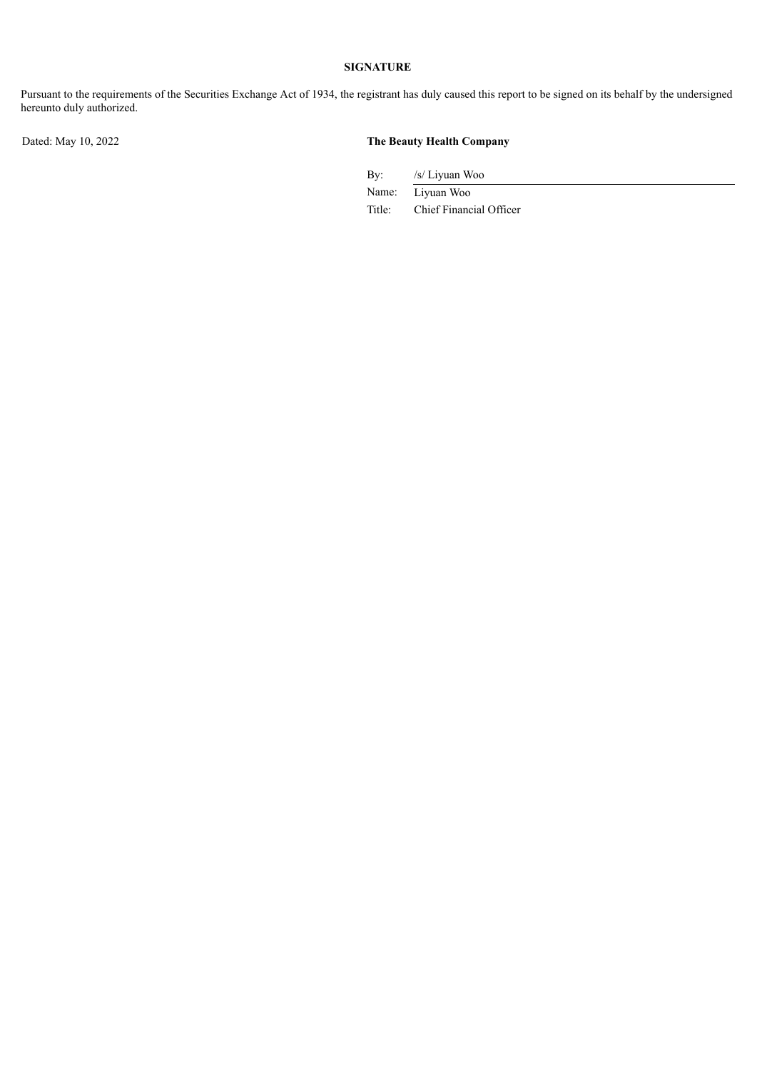**SIGNATURE**

Pursuant to the requirements of the Securities Exchange Act of 1934, the registrant has duly caused this report to be signed on its behalf by the undersigned hereunto duly authorized.

Dated: May 10, 2022

**The Beauty Health Company**

| | |
|---|---|
| By: | /s/ Liyuan Woo |
| Name: | Liyuan Woo |
| Title: | Chief Financial Officer |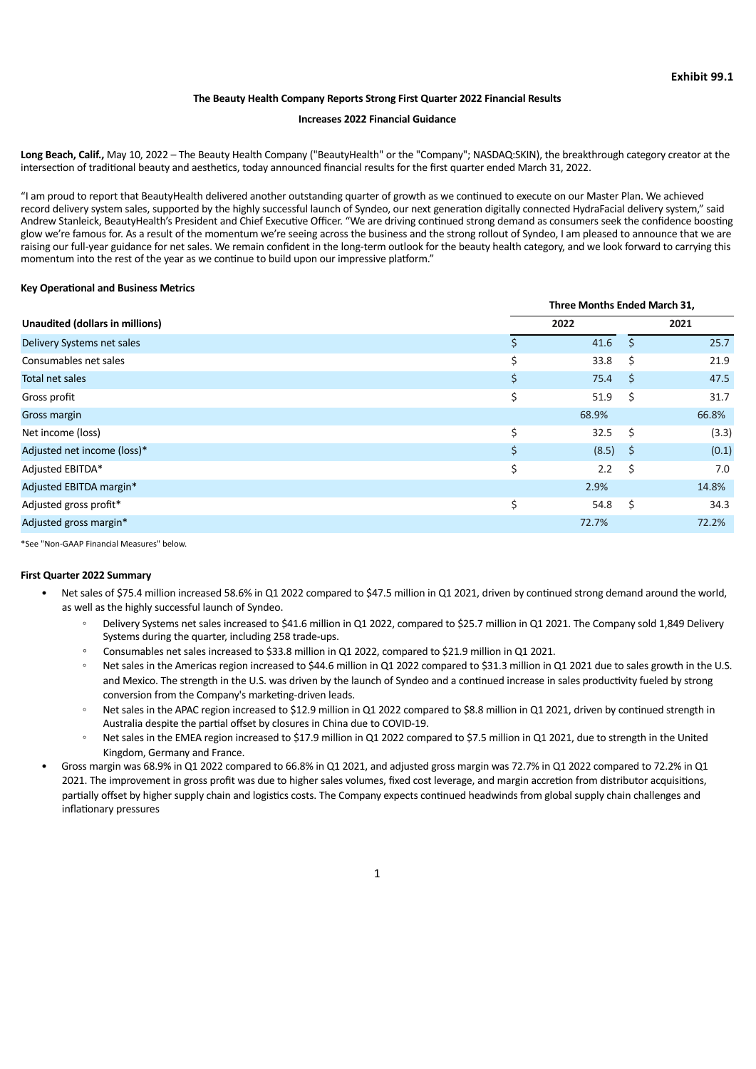**Exhibit 99.1**

**The Beauty Health Company Reports Strong First Quarter 2022 Financial Results**

**Increases 2022 Financial Guidance**

**Long Beach, Calif.,** May 10, 2022 – The Beauty Health Company ("BeautyHealth" or the "Company"; NASDAQ:SKIN), the breakthrough category creator at the intersection of traditional beauty and aesthetics, today announced financial results for the first quarter ended March 31, 2022.

"I am proud to report that BeautyHealth delivered another outstanding quarter of growth as we continued to execute on our Master Plan. We achieved record delivery system sales, supported by the highly successful launch of Syndeo, our next generation digitally connected HydraFacial delivery system," said Andrew Stanleick, BeautyHealth's President and Chief Executive Officer. "We are driving continued strong demand as consumers seek the confidence boosting glow we're famous for. As a result of the momentum we're seeing across the business and the strong rollout of Syndeo, I am pleased to announce that we are raising our full-year guidance for net sales. We remain confident in the long-term outlook for the beauty health category, and we look forward to carrying this momentum into the rest of the year as we continue to build upon our impressive platform."

**Key Operational and Business Metrics**

| | Three Months Ended March 31, | |
|---|---|---|
| **Unaudited (dollars in millions)** | **2022** | **2021** |
| Delivery Systems net sales | $ 41.6 | $ 25.7 |
| Consumables net sales | $ 33.8 | $ 21.9 |
| Total net sales | $ 75.4 | $ 47.5 |
| Gross profit | $ 51.9 | $ 31.7 |
| Gross margin | 68.9% | 66.8% |
| Net income (loss) | $ 32.5 | $ (3.3) |
| Adjusted net income (loss)* | $ (8.5) | $ (0.1) |
| Adjusted EBITDA* | $ 2.2 | $ 7.0 |
| Adjusted EBITDA margin* | 2.9% | 14.8% |
| Adjusted gross profit* | $ 54.8 | $ 34.3 |
| Adjusted gross margin* | 72.7% | 72.2% |

*See "Non-GAAP Financial Measures" below.

**First Quarter 2022 Summary**

- Net sales of $75.4 million increased 58.6% in Q1 2022 compared to $47.5 million in Q1 2021, driven by continued strong demand around the world, as well as the highly successful launch of Syndeo.
  - Delivery Systems net sales increased to $41.6 million in Q1 2022, compared to $25.7 million in Q1 2021. The Company sold 1,849 Delivery Systems during the quarter, including 258 trade-ups.
  - Consumables net sales increased to $33.8 million in Q1 2022, compared to $21.9 million in Q1 2021.
  - Net sales in the Americas region increased to $44.6 million in Q1 2022 compared to $31.3 million in Q1 2021 due to sales growth in the U.S. and Mexico. The strength in the U.S. was driven by the launch of Syndeo and a continued increase in sales productivity fueled by strong conversion from the Company's marketing-driven leads.
  - Net sales in the APAC region increased to $12.9 million in Q1 2022 compared to $8.8 million in Q1 2021, driven by continued strength in Australia despite the partial offset by closures in China due to COVID-19.
  - Net sales in the EMEA region increased to $17.9 million in Q1 2022 compared to $7.5 million in Q1 2021, due to strength in the United Kingdom, Germany and France.
- Gross margin was 68.9% in Q1 2022 compared to 66.8% in Q1 2021, and adjusted gross margin was 72.7% in Q1 2022 compared to 72.2% in Q1 2021. The improvement in gross profit was due to higher sales volumes, fixed cost leverage, and margin accretion from distributor acquisitions, partially offset by higher supply chain and logistics costs. The Company expects continued headwinds from global supply chain challenges and inflationary pressures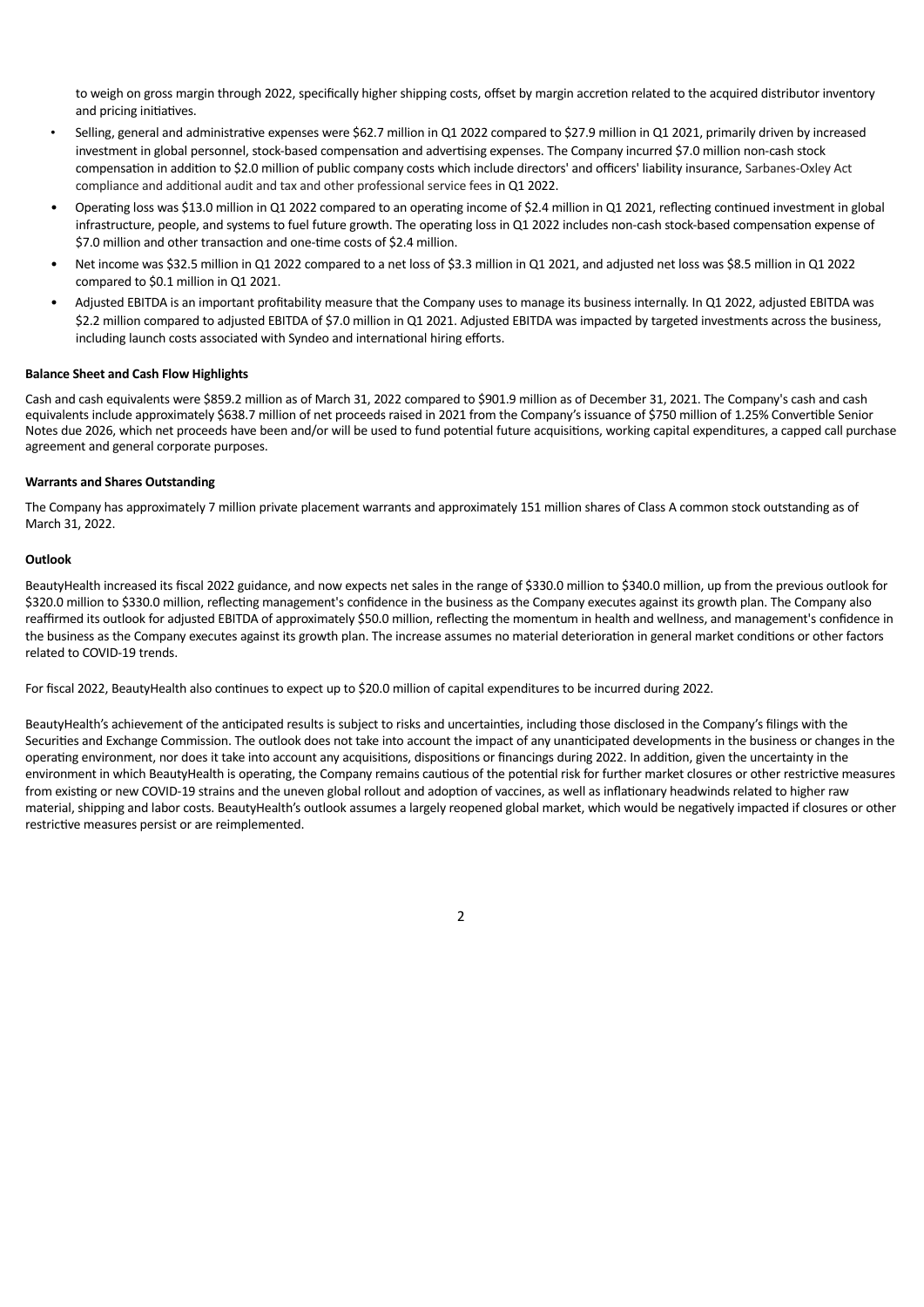to weigh on gross margin through 2022, specifically higher shipping costs, offset by margin accretion related to the acquired distributor inventory and pricing initiatives.

- Selling, general and administrative expenses were $62.7 million in Q1 2022 compared to $27.9 million in Q1 2021, primarily driven by increased investment in global personnel, stock-based compensation and advertising expenses. The Company incurred $7.0 million non-cash stock compensation in addition to $2.0 million of public company costs which include directors' and officers' liability insurance, Sarbanes-Oxley Act compliance and additional audit and tax and other professional service fees in Q1 2022.
- Operating loss was $13.0 million in Q1 2022 compared to an operating income of $2.4 million in Q1 2021, reflecting continued investment in global infrastructure, people, and systems to fuel future growth. The operating loss in Q1 2022 includes non-cash stock-based compensation expense of $7.0 million and other transaction and one-time costs of $2.4 million.
- Net income was $32.5 million in Q1 2022 compared to a net loss of $3.3 million in Q1 2021, and adjusted net loss was $8.5 million in Q1 2022 compared to $0.1 million in Q1 2021.
- Adjusted EBITDA is an important profitability measure that the Company uses to manage its business internally. In Q1 2022, adjusted EBITDA was $2.2 million compared to adjusted EBITDA of $7.0 million in Q1 2021. Adjusted EBITDA was impacted by targeted investments across the business, including launch costs associated with Syndeo and international hiring efforts.

**Balance Sheet and Cash Flow Highlights**

Cash and cash equivalents were $859.2 million as of March 31, 2022 compared to $901.9 million as of December 31, 2021. The Company's cash and cash equivalents include approximately $638.7 million of net proceeds raised in 2021 from the Company's issuance of $750 million of 1.25% Convertible Senior Notes due 2026, which net proceeds have been and/or will be used to fund potential future acquisitions, working capital expenditures, a capped call purchase agreement and general corporate purposes.

**Warrants and Shares Outstanding**

The Company has approximately 7 million private placement warrants and approximately 151 million shares of Class A common stock outstanding as of March 31, 2022.

**Outlook**

BeautyHealth increased its fiscal 2022 guidance, and now expects net sales in the range of $330.0 million to $340.0 million, up from the previous outlook for $320.0 million to $330.0 million, reflecting management's confidence in the business as the Company executes against its growth plan. The Company also reaffirmed its outlook for adjusted EBITDA of approximately $50.0 million, reflecting the momentum in health and wellness, and management's confidence in the business as the Company executes against its growth plan. The increase assumes no material deterioration in general market conditions or other factors related to COVID-19 trends.

For fiscal 2022, BeautyHealth also continues to expect up to $20.0 million of capital expenditures to be incurred during 2022.

BeautyHealth's achievement of the anticipated results is subject to risks and uncertainties, including those disclosed in the Company's filings with the Securities and Exchange Commission. The outlook does not take into account the impact of any unanticipated developments in the business or changes in the operating environment, nor does it take into account any acquisitions, dispositions or financings during 2022. In addition, given the uncertainty in the environment in which BeautyHealth is operating, the Company remains cautious of the potential risk for further market closures or other restrictive measures from existing or new COVID-19 strains and the uneven global rollout and adoption of vaccines, as well as inflationary headwinds related to higher raw material, shipping and labor costs. BeautyHealth's outlook assumes a largely reopened global market, which would be negatively impacted if closures or other restrictive measures persist or are reimplemented.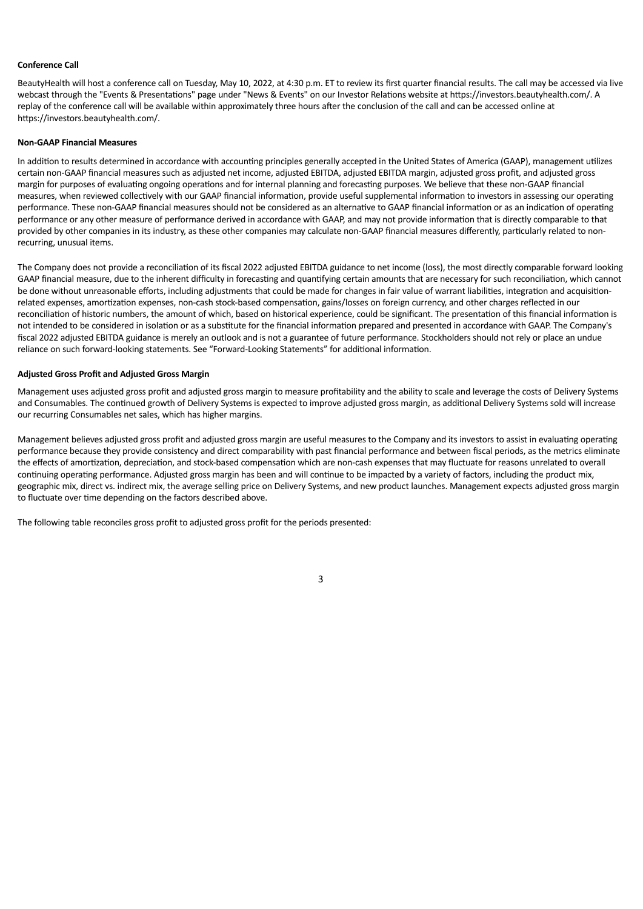**Conference Call**

BeautyHealth will host a conference call on Tuesday, May 10, 2022, at 4:30 p.m. ET to review its first quarter financial results. The call may be accessed via live webcast through the "Events & Presentations" page under "News & Events" on our Investor Relations website at https://investors.beautyhealth.com/. A replay of the conference call will be available within approximately three hours after the conclusion of the call and can be accessed online at https://investors.beautyhealth.com/.

**Non-GAAP Financial Measures**

In addition to results determined in accordance with accounting principles generally accepted in the United States of America (GAAP), management utilizes certain non-GAAP financial measures such as adjusted net income, adjusted EBITDA, adjusted EBITDA margin, adjusted gross profit, and adjusted gross margin for purposes of evaluating ongoing operations and for internal planning and forecasting purposes. We believe that these non-GAAP financial measures, when reviewed collectively with our GAAP financial information, provide useful supplemental information to investors in assessing our operating performance. These non-GAAP financial measures should not be considered as an alternative to GAAP financial information or as an indication of operating performance or any other measure of performance derived in accordance with GAAP, and may not provide information that is directly comparable to that provided by other companies in its industry, as these other companies may calculate non-GAAP financial measures differently, particularly related to non-recurring, unusual items.

The Company does not provide a reconciliation of its fiscal 2022 adjusted EBITDA guidance to net income (loss), the most directly comparable forward looking GAAP financial measure, due to the inherent difficulty in forecasting and quantifying certain amounts that are necessary for such reconciliation, which cannot be done without unreasonable efforts, including adjustments that could be made for changes in fair value of warrant liabilities, integration and acquisition-related expenses, amortization expenses, non-cash stock-based compensation, gains/losses on foreign currency, and other charges reflected in our reconciliation of historic numbers, the amount of which, based on historical experience, could be significant. The presentation of this financial information is not intended to be considered in isolation or as a substitute for the financial information prepared and presented in accordance with GAAP. The Company's fiscal 2022 adjusted EBITDA guidance is merely an outlook and is not a guarantee of future performance. Stockholders should not rely or place an undue reliance on such forward-looking statements. See "Forward-Looking Statements" for additional information.

**Adjusted Gross Profit and Adjusted Gross Margin**

Management uses adjusted gross profit and adjusted gross margin to measure profitability and the ability to scale and leverage the costs of Delivery Systems and Consumables. The continued growth of Delivery Systems is expected to improve adjusted gross margin, as additional Delivery Systems sold will increase our recurring Consumables net sales, which has higher margins.

Management believes adjusted gross profit and adjusted gross margin are useful measures to the Company and its investors to assist in evaluating operating performance because they provide consistency and direct comparability with past financial performance and between fiscal periods, as the metrics eliminate the effects of amortization, depreciation, and stock-based compensation which are non-cash expenses that may fluctuate for reasons unrelated to overall continuing operating performance. Adjusted gross margin has been and will continue to be impacted by a variety of factors, including the product mix, geographic mix, direct vs. indirect mix, the average selling price on Delivery Systems, and new product launches. Management expects adjusted gross margin to fluctuate over time depending on the factors described above.

The following table reconciles gross profit to adjusted gross profit for the periods presented: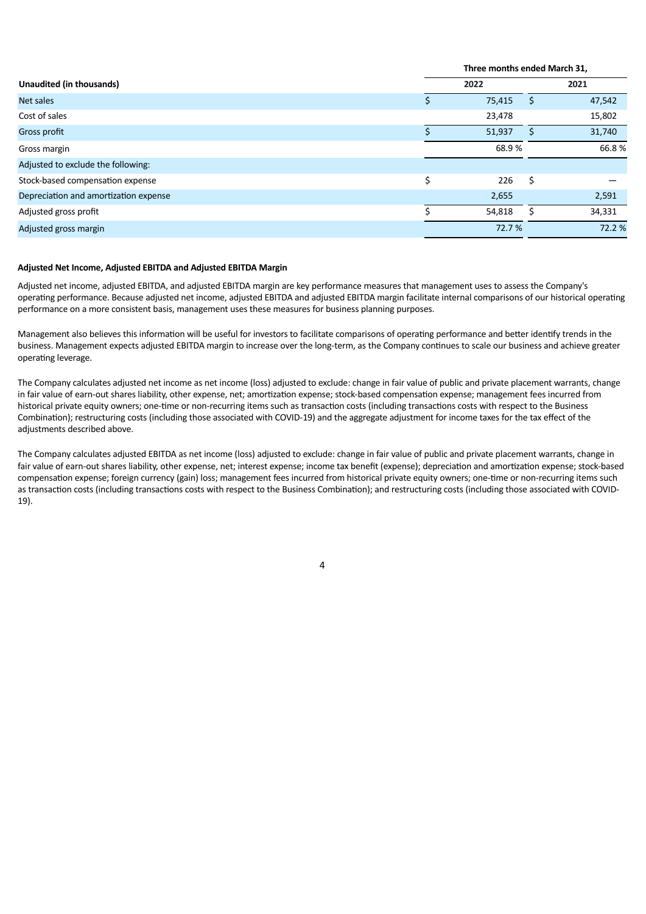| Unaudited (in thousands) | Three months ended March 31, | |
|---|---|---|
| | 2022 | 2021 |
| Net sales | $ 75,415 | $ 47,542 |
| Cost of sales | 23,478 | 15,802 |
| Gross profit | $ 51,937 | $ 31,740 |
| Gross margin | 68.9 % | 66.8 % |
| Adjusted to exclude the following: | | |
| Stock-based compensation expense | $ 226 | $ — |
| Depreciation and amortization expense | 2,655 | 2,591 |
| Adjusted gross profit | $ 54,818 | $ 34,331 |
| Adjusted gross margin | 72.7 % | 72.2 % |

**Adjusted Net Income, Adjusted EBITDA and Adjusted EBITDA Margin**

Adjusted net income, adjusted EBITDA, and adjusted EBITDA margin are key performance measures that management uses to assess the Company's operating performance. Because adjusted net income, adjusted EBITDA and adjusted EBITDA margin facilitate internal comparisons of our historical operating performance on a more consistent basis, management uses these measures for business planning purposes.

Management also believes this information will be useful for investors to facilitate comparisons of operating performance and better identify trends in the business. Management expects adjusted EBITDA margin to increase over the long-term, as the Company continues to scale our business and achieve greater operating leverage.

The Company calculates adjusted net income as net income (loss) adjusted to exclude: change in fair value of public and private placement warrants, change in fair value of earn-out shares liability, other expense, net; amortization expense; stock-based compensation expense; management fees incurred from historical private equity owners; one-time or non-recurring items such as transaction costs (including transactions costs with respect to the Business Combination); restructuring costs (including those associated with COVID-19) and the aggregate adjustment for income taxes for the tax effect of the adjustments described above.

The Company calculates adjusted EBITDA as net income (loss) adjusted to exclude: change in fair value of public and private placement warrants, change in fair value of earn-out shares liability, other expense, net; interest expense; income tax benefit (expense); depreciation and amortization expense; stock-based compensation expense; foreign currency (gain) loss; management fees incurred from historical private equity owners; one-time or non-recurring items such as transaction costs (including transactions costs with respect to the Business Combination); and restructuring costs (including those associated with COVID-19).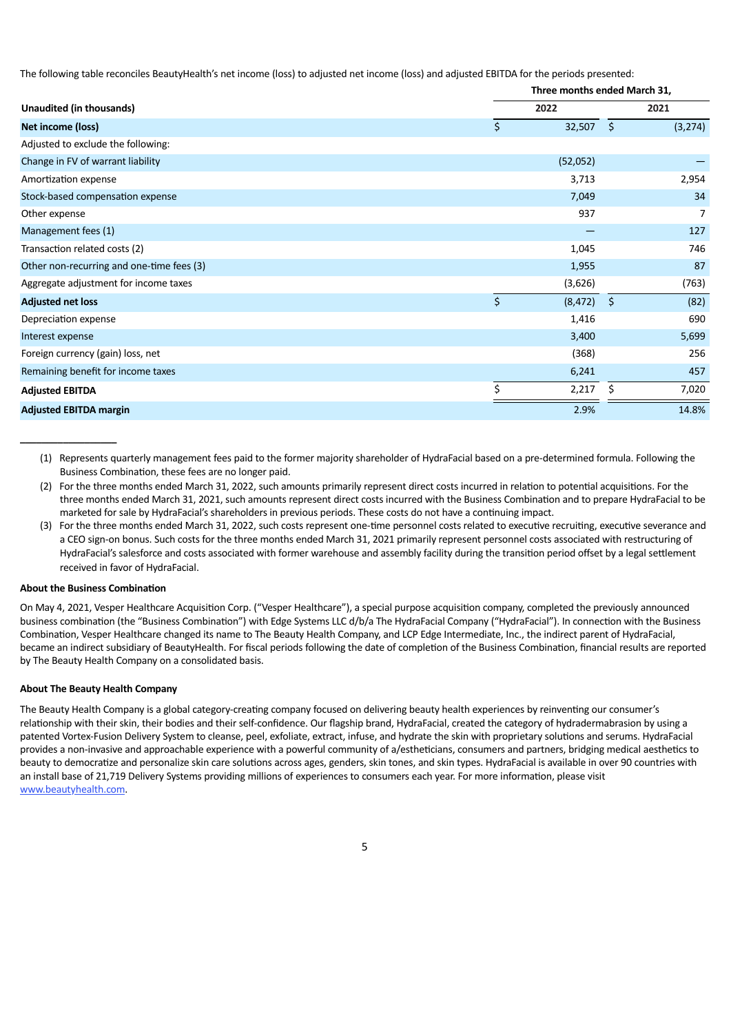The following table reconciles BeautyHealth's net income (loss) to adjusted net income (loss) and adjusted EBITDA for the periods presented:

| Unaudited (in thousands) | Three months ended March 31, 2022 | Three months ended March 31, 2021 |
|---|---|---|
| **Net income (loss)** | $ 32,507 | $ (3,274) |
| Adjusted to exclude the following: | | |
| Change in FV of warrant liability | (52,052) | — |
| Amortization expense | 3,713 | 2,954 |
| Stock-based compensation expense | 7,049 | 34 |
| Other expense | 937 | 7 |
| Management fees (1) | — | 127 |
| Transaction related costs (2) | 1,045 | 746 |
| Other non-recurring and one-time fees (3) | 1,955 | 87 |
| Aggregate adjustment for income taxes | (3,626) | (763) |
| **Adjusted net loss** | $ (8,472) | $ (82) |
| Depreciation expense | 1,416 | 690 |
| Interest expense | 3,400 | 5,699 |
| Foreign currency (gain) loss, net | (368) | 256 |
| Remaining benefit for income taxes | 6,241 | 457 |
| **Adjusted EBITDA** | $ 2,217 | $ 7,020 |
| **Adjusted EBITDA margin** | 2.9% | 14.8% |

---

(1) Represents quarterly management fees paid to the former majority shareholder of HydraFacial based on a pre-determined formula. Following the Business Combination, these fees are no longer paid.

(2) For the three months ended March 31, 2022, such amounts primarily represent direct costs incurred in relation to potential acquisitions. For the three months ended March 31, 2021, such amounts represent direct costs incurred with the Business Combination and to prepare HydraFacial to be marketed for sale by HydraFacial's shareholders in previous periods. These costs do not have a continuing impact.

(3) For the three months ended March 31, 2022, such costs represent one-time personnel costs related to executive recruiting, executive severance and a CEO sign-on bonus. Such costs for the three months ended March 31, 2021 primarily represent personnel costs associated with restructuring of HydraFacial's salesforce and costs associated with former warehouse and assembly facility during the transition period offset by a legal settlement received in favor of HydraFacial.

**About the Business Combination**

On May 4, 2021, Vesper Healthcare Acquisition Corp. ("Vesper Healthcare"), a special purpose acquisition company, completed the previously announced business combination (the "Business Combination") with Edge Systems LLC d/b/a The HydraFacial Company ("HydraFacial"). In connection with the Business Combination, Vesper Healthcare changed its name to The Beauty Health Company, and LCP Edge Intermediate, Inc., the indirect parent of HydraFacial, became an indirect subsidiary of BeautyHealth. For fiscal periods following the date of completion of the Business Combination, financial results are reported by The Beauty Health Company on a consolidated basis.

**About The Beauty Health Company**

The Beauty Health Company is a global category-creating company focused on delivering beauty health experiences by reinventing our consumer's relationship with their skin, their bodies and their self-confidence. Our flagship brand, HydraFacial, created the category of hydradermabrasion by using a patented Vortex-Fusion Delivery System to cleanse, peel, exfoliate, extract, infuse, and hydrate the skin with proprietary solutions and serums. HydraFacial provides a non-invasive and approachable experience with a powerful community of a/estheticians, consumers and partners, bridging medical aesthetics to beauty to democratize and personalize skin care solutions across ages, genders, skin tones, and skin types. HydraFacial is available in over 90 countries with an install base of 21,719 Delivery Systems providing millions of experiences to consumers each year. For more information, please visit [www.beautyhealth.com](www.beautyhealth.com).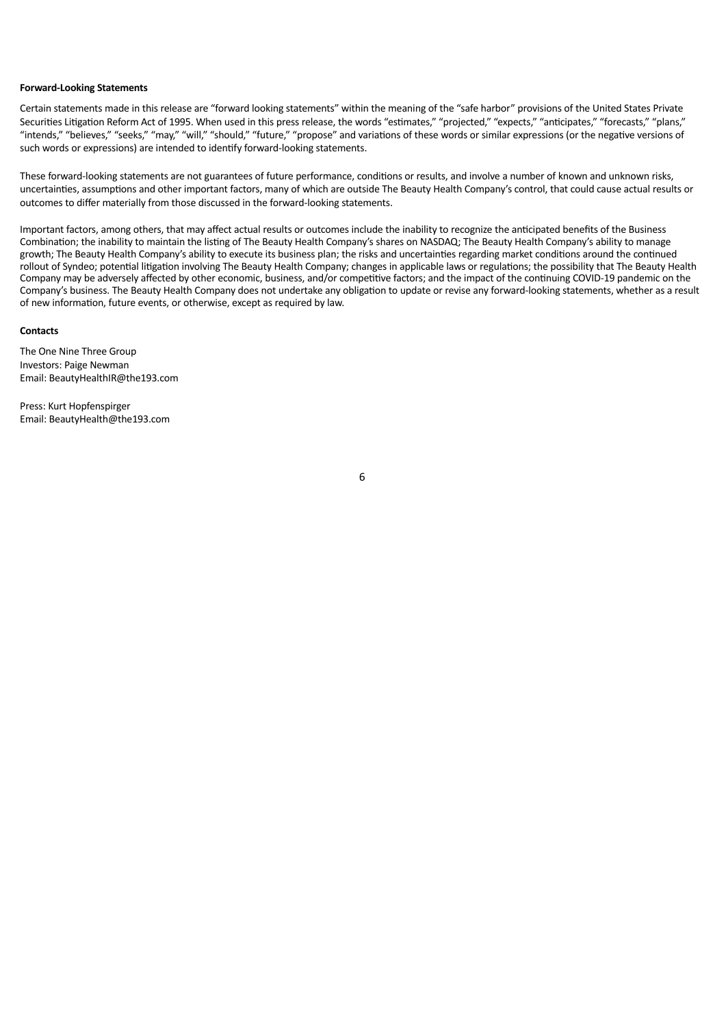**Forward-Looking Statements**

Certain statements made in this release are "forward looking statements" within the meaning of the "safe harbor" provisions of the United States Private Securities Litigation Reform Act of 1995. When used in this press release, the words "estimates," "projected," "expects," "anticipates," "forecasts," "plans," "intends," "believes," "seeks," "may," "will," "should," "future," "propose" and variations of these words or similar expressions (or the negative versions of such words or expressions) are intended to identify forward-looking statements.

These forward-looking statements are not guarantees of future performance, conditions or results, and involve a number of known and unknown risks, uncertainties, assumptions and other important factors, many of which are outside The Beauty Health Company's control, that could cause actual results or outcomes to differ materially from those discussed in the forward-looking statements.

Important factors, among others, that may affect actual results or outcomes include the inability to recognize the anticipated benefits of the Business Combination; the inability to maintain the listing of The Beauty Health Company's shares on NASDAQ; The Beauty Health Company's ability to manage growth; The Beauty Health Company's ability to execute its business plan; the risks and uncertainties regarding market conditions around the continued rollout of Syndeo; potential litigation involving The Beauty Health Company; changes in applicable laws or regulations; the possibility that The Beauty Health Company may be adversely affected by other economic, business, and/or competitive factors; and the impact of the continuing COVID-19 pandemic on the Company's business. The Beauty Health Company does not undertake any obligation to update or revise any forward-looking statements, whether as a result of new information, future events, or otherwise, except as required by law.

**Contacts**

The One Nine Three Group
Investors: Paige Newman
Email: BeautyHealthIR@the193.com

Press: Kurt Hopfenspirger
Email: BeautyHealth@the193.com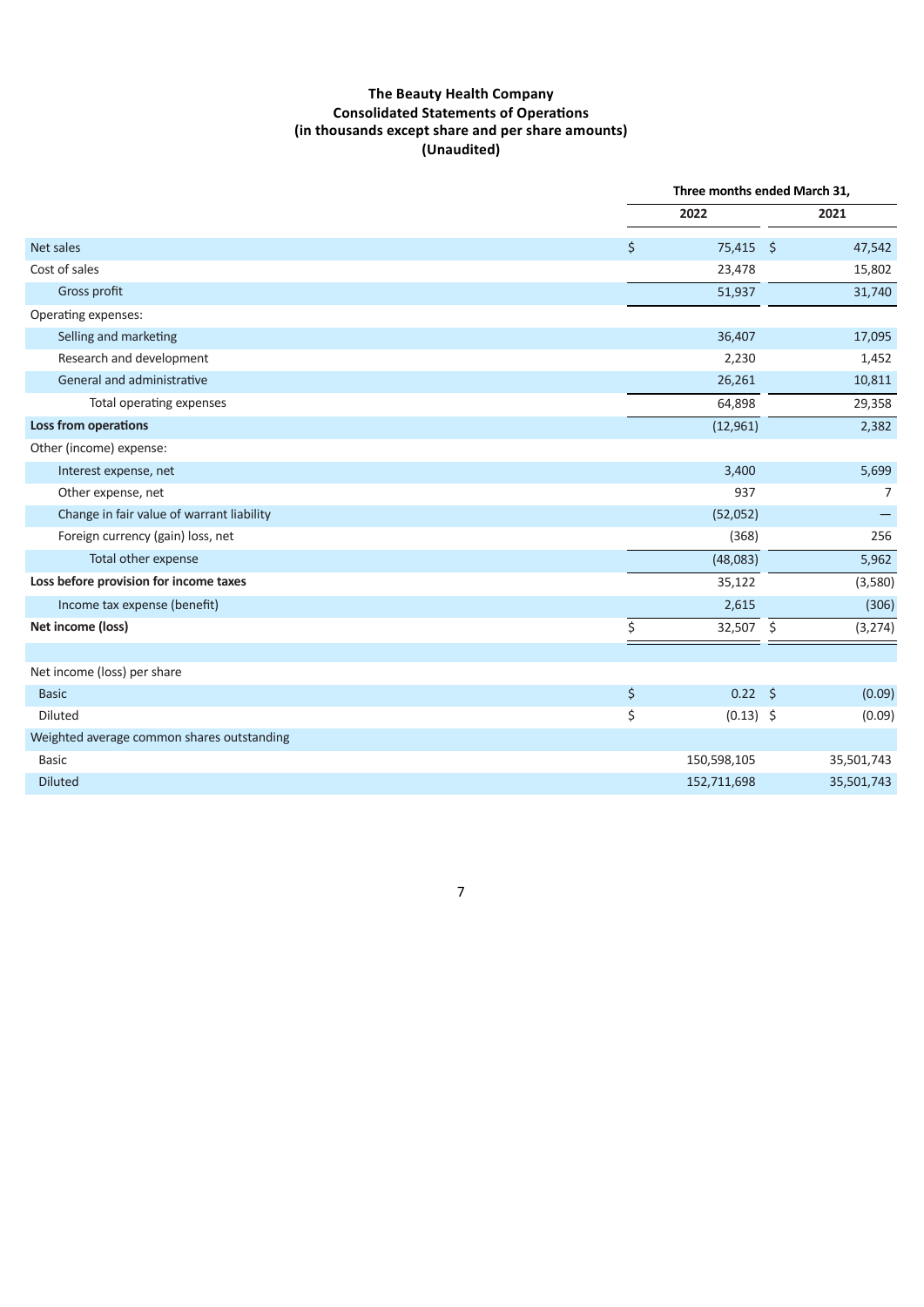# The Beauty Health Company
## Consolidated Statements of Operations
### (in thousands except share and per share amounts)
### (Unaudited)

| | Three months ended March 31, | |
|---|---|---|
| | 2022 | 2021 |
| Net sales | $ 75,415 | $ 47,542 |
| Cost of sales | 23,478 | 15,802 |
| Gross profit | 51,937 | 31,740 |
| Operating expenses: | | |
| Selling and marketing | 36,407 | 17,095 |
| Research and development | 2,230 | 1,452 |
| General and administrative | 26,261 | 10,811 |
| Total operating expenses | 64,898 | 29,358 |
| **Loss from operations** | (12,961) | 2,382 |
| Other (income) expense: | | |
| Interest expense, net | 3,400 | 5,699 |
| Other expense, net | 937 | 7 |
| Change in fair value of warrant liability | (52,052) | — |
| Foreign currency (gain) loss, net | (368) | 256 |
| Total other expense | (48,083) | 5,962 |
| **Loss before provision for income taxes** | 35,122 | (3,580) |
| Income tax expense (benefit) | 2,615 | (306) |
| **Net income (loss)** | $ 32,507 | $ (3,274) |
| | | |
| Net income (loss) per share | | |
| Basic | $ 0.22 | $ (0.09) |
| Diluted | $ (0.13) | $ (0.09) |
| Weighted average common shares outstanding | | |
| Basic | 150,598,105 | 35,501,743 |
| Diluted | 152,711,698 | 35,501,743 |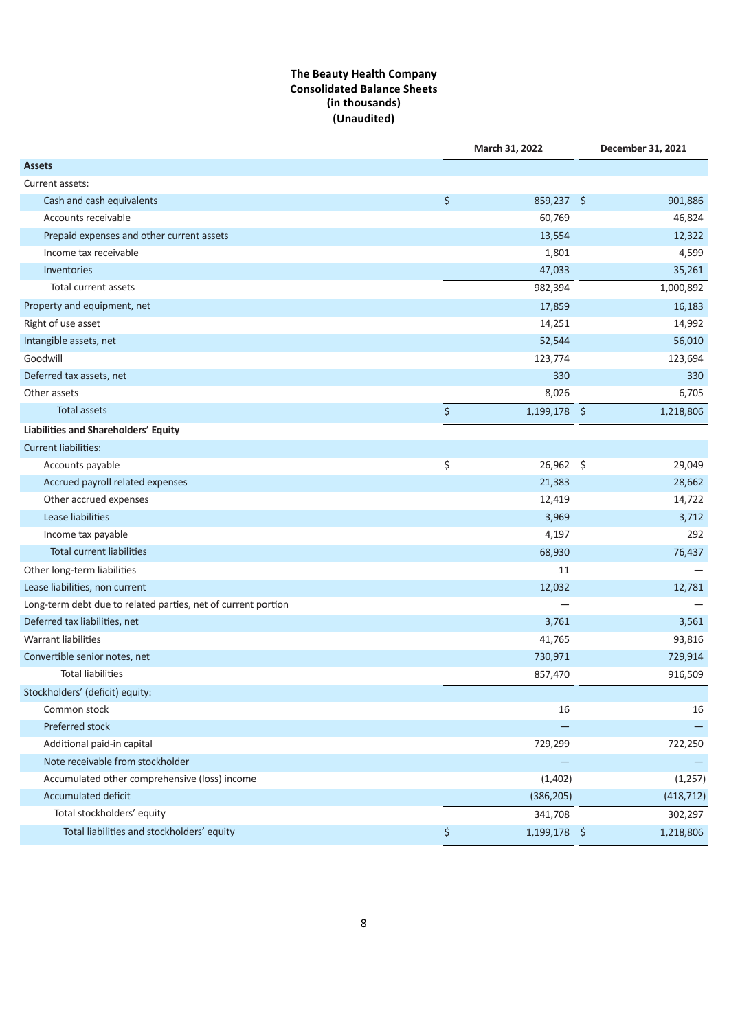# The Beauty Health Company
## Consolidated Balance Sheets
### (in thousands)
### (Unaudited)

| | March 31, 2022 | December 31, 2021 |
|---|---|---|
| **Assets** | | |
| Current assets: | | |
| Cash and cash equivalents | $ 859,237 | $ 901,886 |
| Accounts receivable | 60,769 | 46,824 |
| Prepaid expenses and other current assets | 13,554 | 12,322 |
| Income tax receivable | 1,801 | 4,599 |
| Inventories | 47,033 | 35,261 |
| Total current assets | 982,394 | 1,000,892 |
| Property and equipment, net | 17,859 | 16,183 |
| Right of use asset | 14,251 | 14,992 |
| Intangible assets, net | 52,544 | 56,010 |
| Goodwill | 123,774 | 123,694 |
| Deferred tax assets, net | 330 | 330 |
| Other assets | 8,026 | 6,705 |
| Total assets | $ 1,199,178 | $ 1,218,806 |
| **Liabilities and Shareholders' Equity** | | |
| Current liabilities: | | |
| Accounts payable | $ 26,962 | $ 29,049 |
| Accrued payroll related expenses | 21,383 | 28,662 |
| Other accrued expenses | 12,419 | 14,722 |
| Lease liabilities | 3,969 | 3,712 |
| Income tax payable | 4,197 | 292 |
| Total current liabilities | 68,930 | 76,437 |
| Other long-term liabilities | 11 | — |
| Lease liabilities, non current | 12,032 | 12,781 |
| Long-term debt due to related parties, net of current portion | — | — |
| Deferred tax liabilities, net | 3,761 | 3,561 |
| Warrant liabilities | 41,765 | 93,816 |
| Convertible senior notes, net | 730,971 | 729,914 |
| Total liabilities | 857,470 | 916,509 |
| Stockholders' (deficit) equity: | | |
| Common stock | 16 | 16 |
| Preferred stock | — | — |
| Additional paid-in capital | 729,299 | 722,250 |
| Note receivable from stockholder | — | — |
| Accumulated other comprehensive (loss) income | (1,402) | (1,257) |
| Accumulated deficit | (386,205) | (418,712) |
| Total stockholders' equity | 341,708 | 302,297 |
| Total liabilities and stockholders' equity | $ 1,199,178 | $ 1,218,806 |